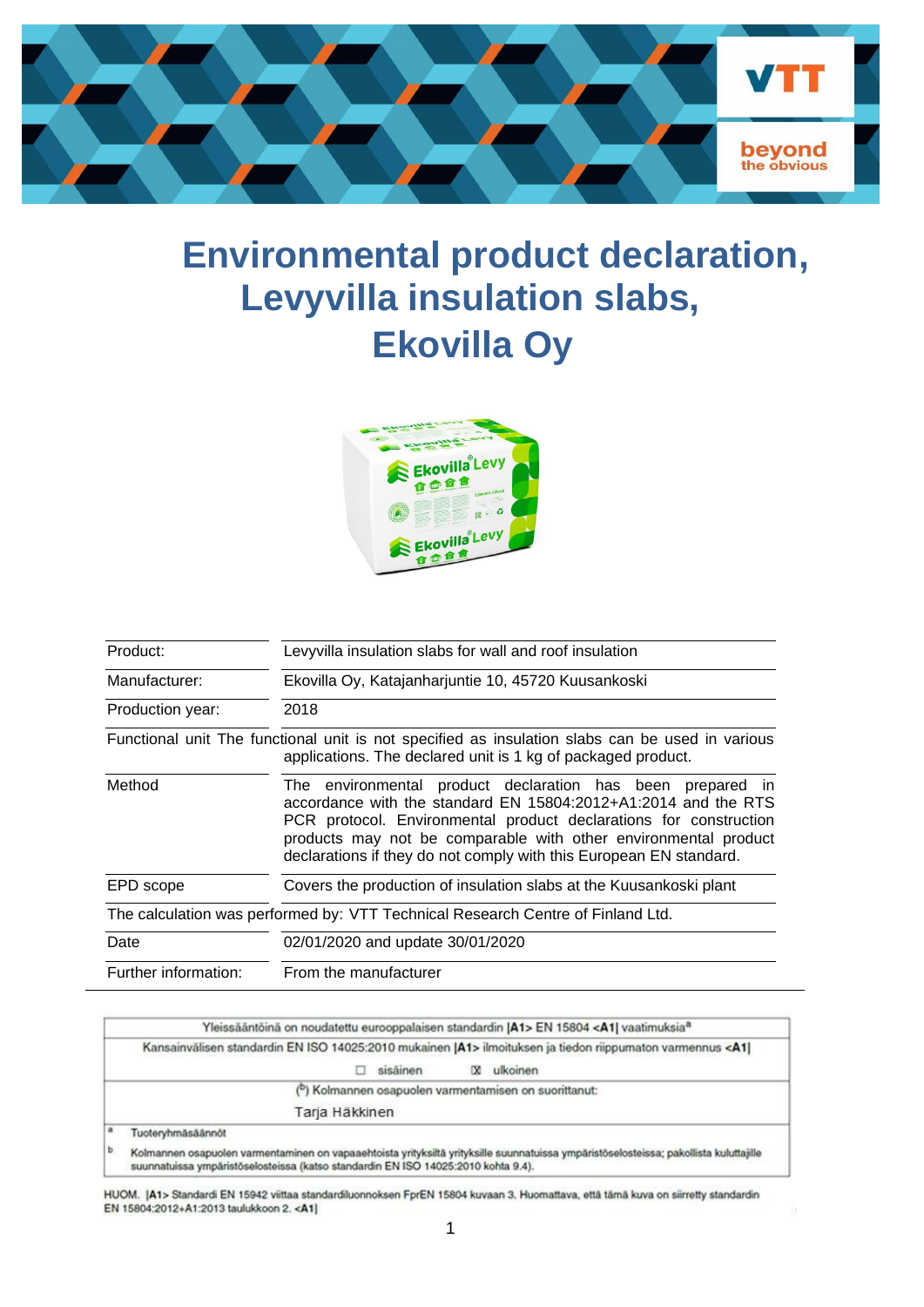# Environmental product declaration, Levyvilla insulation slabs, Ekovilla Oy

| | |
|---|---|
| Product: | Levyvilla insulation slabs for wall and roof insulation |
| Manufacturer: | Ekovilla Oy, Katajanharjuntie 10, 45720 Kuusankoski |
| Production year: | 2018 |
| Functional unit | The functional unit is not specified as insulation slabs can be used in various applications. The declared unit is 1 kg of packaged product. |
| Method | The environmental product declaration has been prepared in accordance with the standard EN 15804:2012+A1:2014 and the RTS PCR protocol. Environmental product declarations for construction products may not be comparable with other environmental product declarations if they do not comply with this European EN standard. |
| EPD scope | Covers the production of insulation slabs at the Kuusankoski plant |
| The calculation was performed by: VTT Technical Research Centre of Finland Ltd. | |
| Date | 02/01/2020 and update 30/01/2020 |
| Further information: | From the manufacturer |

| |
|---|
| Yleissääntöinä on noudatettu eurooppalaisen standardin [A1> EN 15804 <A1] vaatimuksia[a] |
| Kansainvälisen standardin EN ISO 14025:2010 mukainen [A1> ilmoituksen ja tiedon riippumaton varmennus <A1] |
| ☐ sisäinen ☒ ulkoinen |
| ([b]) Kolmannen osapuolen varmentamisen on suorittanut: |
| Tarja Häkkinen |
| [a] Tuoteryhmäsäännöt |
| [b] Kolmannen osapuolen varmentaminen on vapaaehtoista yrityksiltä yrityksille suunnatuissa ympäristöselosteissa; pakollista kuluttajille suunnatuissa ympäristöselosteissa (katso standardin EN ISO 14025:2010 kohta 9.4). |

HUOM. [A1> Standardi EN 15942 viittaa standardiluonnoksen FprEN 15804 kuvaan 3. Huomattava, että tämä kuva on siirretty standardin EN 15804:2012+A1:2013 taulukkoon 2. <A1]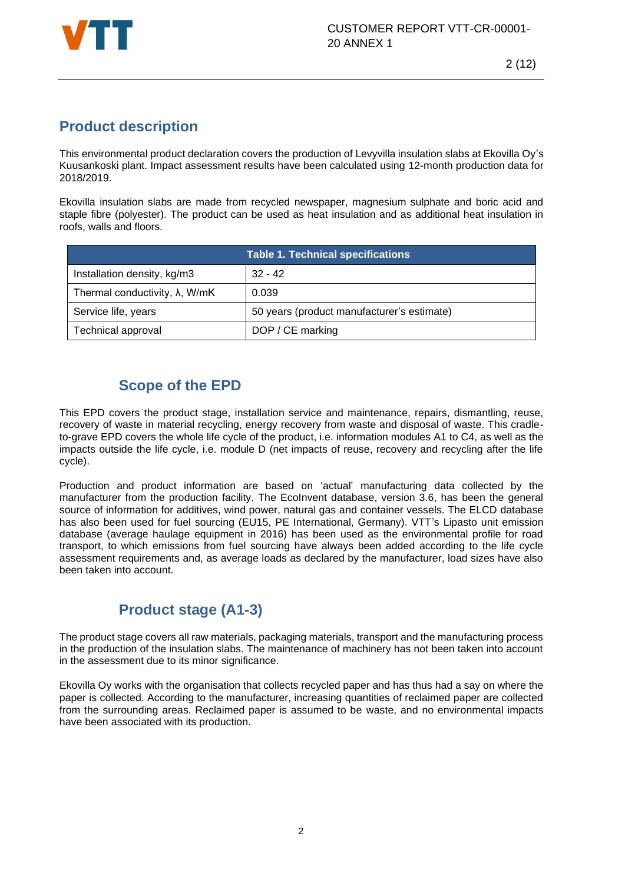## Product description

This environmental product declaration covers the production of Levyvilla insulation slabs at Ekovilla Oy's Kuusankoski plant. Impact assessment results have been calculated using 12-month production data for 2018/2019.

Ekovilla insulation slabs are made from recycled newspaper, magnesium sulphate and boric acid and staple fibre (polyester). The product can be used as heat insulation and as additional heat insulation in roofs, walls and floors.

| Table 1. Technical specifications | |
|---|---|
| Installation density, kg/m3 | 32 - 42 |
| Thermal conductivity, λ, W/mK | 0.039 |
| Service life, years | 50 years (product manufacturer's estimate) |
| Technical approval | DOP / CE marking |

## Scope of the EPD

This EPD covers the product stage, installation service and maintenance, repairs, dismantling, reuse, recovery of waste in material recycling, energy recovery from waste and disposal of waste. This cradle-to-grave EPD covers the whole life cycle of the product, i.e. information modules A1 to C4, as well as the impacts outside the life cycle, i.e. module D (net impacts of reuse, recovery and recycling after the life cycle).

Production and product information are based on 'actual' manufacturing data collected by the manufacturer from the production facility. The EcoInvent database, version 3.6, has been the general source of information for additives, wind power, natural gas and container vessels. The ELCD database has also been used for fuel sourcing (EU15, PE International, Germany). VTT's Lipasto unit emission database (average haulage equipment in 2016) has been used as the environmental profile for road transport, to which emissions from fuel sourcing have always been added according to the life cycle assessment requirements and, as average loads as declared by the manufacturer, load sizes have also been taken into account.

## Product stage (A1-3)

The product stage covers all raw materials, packaging materials, transport and the manufacturing process in the production of the insulation slabs. The maintenance of machinery has not been taken into account in the assessment due to its minor significance.

Ekovilla Oy works with the organisation that collects recycled paper and has thus had a say on where the paper is collected. According to the manufacturer, increasing quantities of reclaimed paper are collected from the surrounding areas. Reclaimed paper is assumed to be waste, and no environmental impacts have been associated with its production.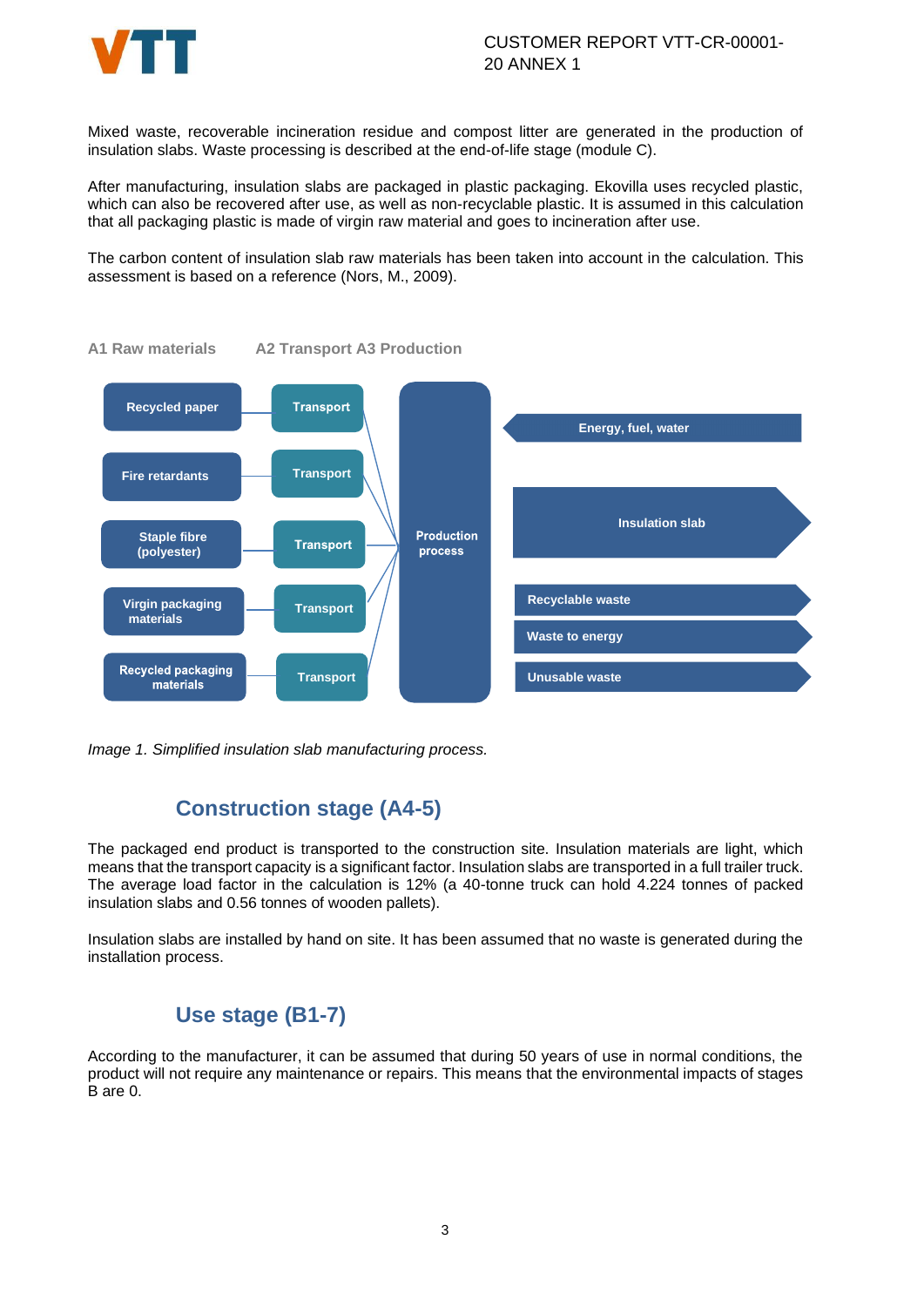Mixed waste, recoverable incineration residue and compost litter are generated in the production of insulation slabs. Waste processing is described at the end-of-life stage (module C).

After manufacturing, insulation slabs are packaged in plastic packaging. Ekovilla uses recycled plastic, which can also be recovered after use, as well as non-recyclable plastic. It is assumed in this calculation that all packaging plastic is made of virgin raw material and goes to incineration after use.

The carbon content of insulation slab raw materials has been taken into account in the calculation. This assessment is based on a reference (Nors, M., 2009).

A1 Raw materials    A2 Transport A3 Production

Recycled paper → Transport
Fire retardants → Transport
Staple fibre (polyester) → Transport
Virgin packaging materials → Transport
Recycled packaging materials → Transport

Production process

Energy, fuel, water
Insulation slab
Recyclable waste
Waste to energy
Unusable waste

*Image 1. Simplified insulation slab manufacturing process.*

## Construction stage (A4-5)

The packaged end product is transported to the construction site. Insulation materials are light, which means that the transport capacity is a significant factor. Insulation slabs are transported in a full trailer truck. The average load factor in the calculation is 12% (a 40-tonne truck can hold 4.224 tonnes of packed insulation slabs and 0.56 tonnes of wooden pallets).

Insulation slabs are installed by hand on site. It has been assumed that no waste is generated during the installation process.

## Use stage (B1-7)

According to the manufacturer, it can be assumed that during 50 years of use in normal conditions, the product will not require any maintenance or repairs. This means that the environmental impacts of stages B are 0.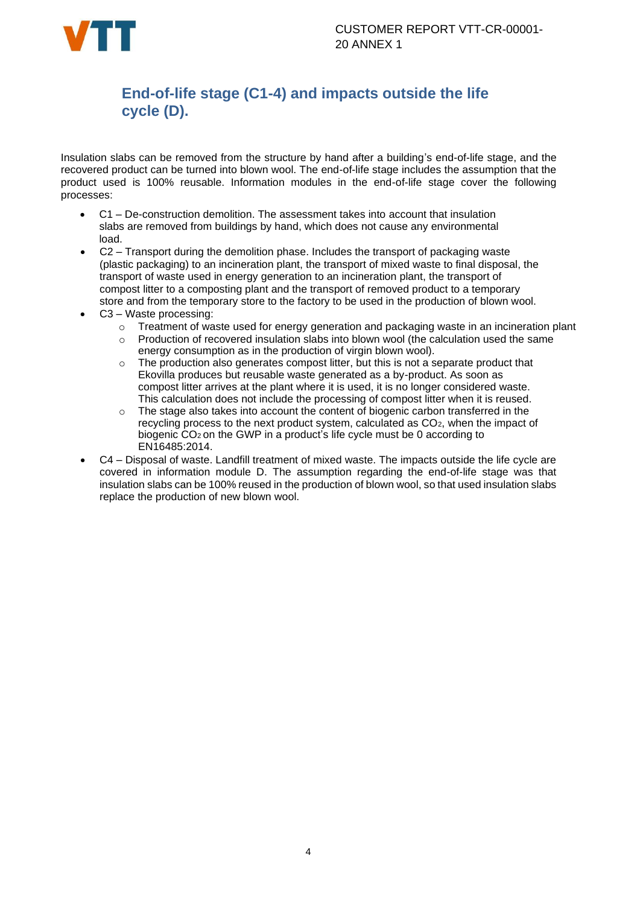## End-of-life stage (C1-4) and impacts outside the life cycle (D).

Insulation slabs can be removed from the structure by hand after a building's end-of-life stage, and the recovered product can be turned into blown wool. The end-of-life stage includes the assumption that the product used is 100% reusable. Information modules in the end-of-life stage cover the following processes:

- C1 – De-construction demolition. The assessment takes into account that insulation slabs are removed from buildings by hand, which does not cause any environmental load.
- C2 – Transport during the demolition phase. Includes the transport of packaging waste (plastic packaging) to an incineration plant, the transport of mixed waste to final disposal, the transport of waste used in energy generation to an incineration plant, the transport of compost litter to a composting plant and the transport of removed product to a temporary store and from the temporary store to the factory to be used in the production of blown wool.
- C3 – Waste processing:
  - Treatment of waste used for energy generation and packaging waste in an incineration plant
  - Production of recovered insulation slabs into blown wool (the calculation used the same energy consumption as in the production of virgin blown wool).
  - The production also generates compost litter, but this is not a separate product that Ekovilla produces but reusable waste generated as a by-product. As soon as compost litter arrives at the plant where it is used, it is no longer considered waste. This calculation does not include the processing of compost litter when it is reused.
  - The stage also takes into account the content of biogenic carbon transferred in the recycling process to the next product system, calculated as $CO_2$, when the impact of biogenic $CO_2$ on the GWP in a product's life cycle must be 0 according to EN16485:2014.
- C4 – Disposal of waste. Landfill treatment of mixed waste. The impacts outside the life cycle are covered in information module D. The assumption regarding the end-of-life stage was that insulation slabs can be 100% reused in the production of blown wool, so that used insulation slabs replace the production of new blown wool.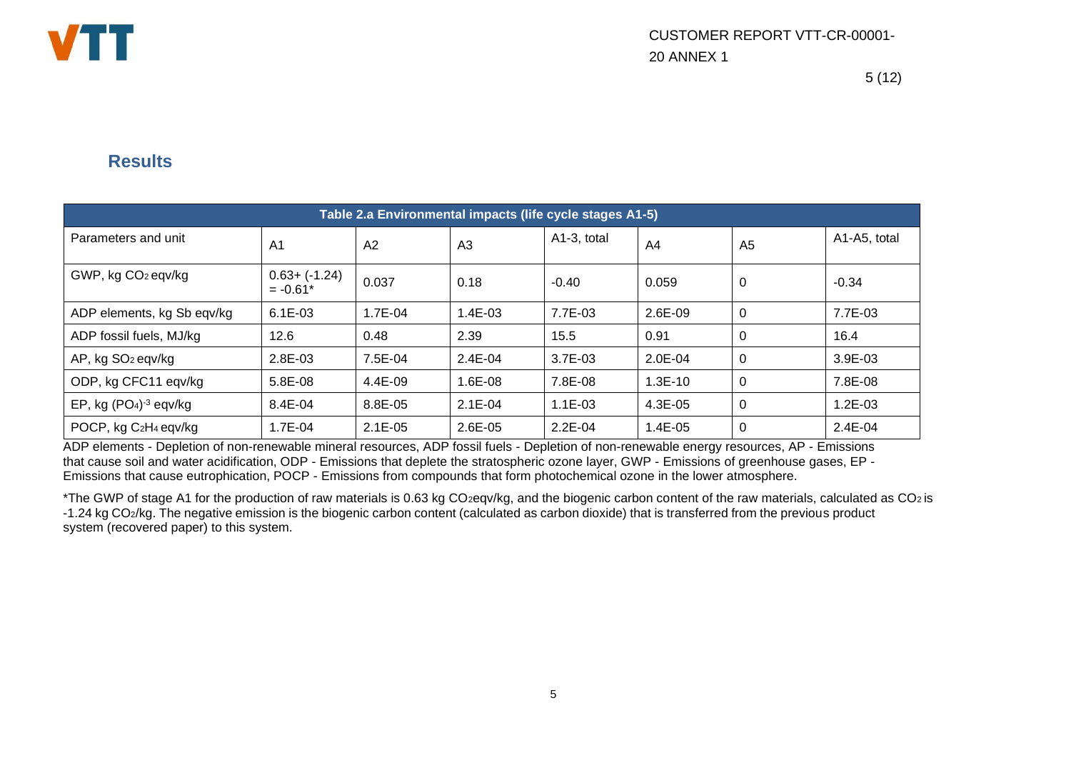## Results

| Table 2.a Environmental impacts (life cycle stages A1-5) | | | | | | | |
|---|---|---|---|---|---|---|---|
| Parameters and unit | A1 | A2 | A3 | A1-3, total | A4 | A5 | A1-A5, total |
| GWP, kg $CO_2$ eqv/kg | 0.63+ (-1.24) = -0.61* | 0.037 | 0.18 | -0.40 | 0.059 | 0 | -0.34 |
| ADP elements, kg Sb eqv/kg | 6.1E-03 | 1.7E-04 | 1.4E-03 | 7.7E-03 | 2.6E-09 | 0 | 7.7E-03 |
| ADP fossil fuels, MJ/kg | 12.6 | 0.48 | 2.39 | 15.5 | 0.91 | 0 | 16.4 |
| AP, kg $SO_2$ eqv/kg | 2.8E-03 | 7.5E-04 | 2.4E-04 | 3.7E-03 | 2.0E-04 | 0 | 3.9E-03 |
| ODP, kg CFC11 eqv/kg | 5.8E-08 | 4.4E-09 | 1.6E-08 | 7.8E-08 | 1.3E-10 | 0 | 7.8E-08 |
| EP, kg $(PO_4)^{-3}$ eqv/kg | 8.4E-04 | 8.8E-05 | 2.1E-04 | 1.1E-03 | 4.3E-05 | 0 | 1.2E-03 |
| POCP, kg $C_2H_4$ eqv/kg | 1.7E-04 | 2.1E-05 | 2.6E-05 | 2.2E-04 | 1.4E-05 | 0 | 2.4E-04 |

ADP elements - Depletion of non-renewable mineral resources, ADP fossil fuels - Depletion of non-renewable energy resources, AP - Emissions that cause soil and water acidification, ODP - Emissions that deplete the stratospheric ozone layer, GWP - Emissions of greenhouse gases, EP - Emissions that cause eutrophication, POCP - Emissions from compounds that form photochemical ozone in the lower atmosphere.

*The GWP of stage A1 for the production of raw materials is 0.63 kg $CO_2$eqv/kg, and the biogenic carbon content of the raw materials, calculated as $CO_2$ is -1.24 kg $CO_2$/kg. The negative emission is the biogenic carbon content (calculated as carbon dioxide) that is transferred from the previous product system (recovered paper) to this system.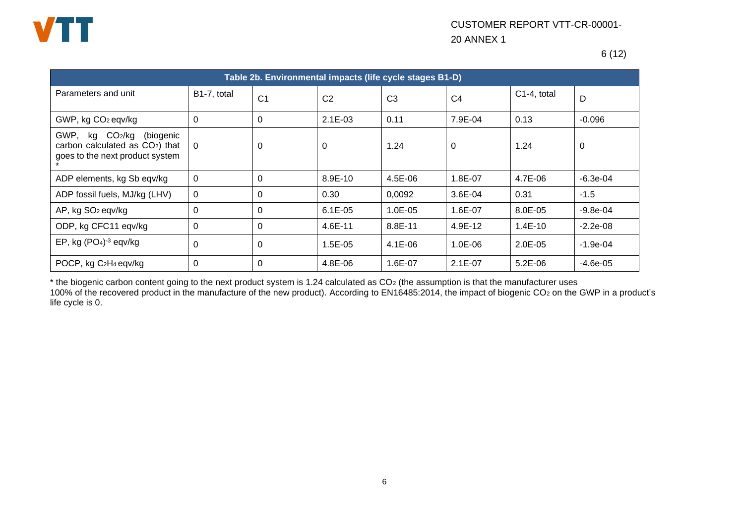| Table 2b. Environmental impacts (life cycle stages B1-D) | | | | | | | |
|---|---|---|---|---|---|---|---|
| Parameters and unit | B1-7, total | C1 | C2 | C3 | C4 | C1-4, total | D |
| GWP, kg $CO_2$ eqv/kg | 0 | 0 | 2.1E-03 | 0.11 | 7.9E-04 | 0.13 | -0.096 |
| GWP, kg $CO_2$/kg (biogenic carbon calculated as $CO_2$) that goes to the next product system * | 0 | 0 | 0 | 1.24 | 0 | 1.24 | 0 |
| ADP elements, kg Sb eqv/kg | 0 | 0 | 8.9E-10 | 4.5E-06 | 1.8E-07 | 4.7E-06 | -6.3e-04 |
| ADP fossil fuels, MJ/kg (LHV) | 0 | 0 | 0.30 | 0,0092 | 3.6E-04 | 0.31 | -1.5 |
| AP, kg $SO_2$ eqv/kg | 0 | 0 | 6.1E-05 | 1.0E-05 | 1.6E-07 | 8.0E-05 | -9.8e-04 |
| ODP, kg CFC11 eqv/kg | 0 | 0 | 4.6E-11 | 8.8E-11 | 4.9E-12 | 1.4E-10 | -2.2e-08 |
| EP, kg $(PO_4)^{-3}$ eqv/kg | 0 | 0 | 1.5E-05 | 4.1E-06 | 1.0E-06 | 2.0E-05 | -1.9e-04 |
| POCP, kg $C_2H_4$ eqv/kg | 0 | 0 | 4.8E-06 | 1.6E-07 | 2.1E-07 | 5.2E-06 | -4.6e-05 |

* the biogenic carbon content going to the next product system is 1.24 calculated as $CO_2$ (the assumption is that the manufacturer uses 100% of the recovered product in the manufacture of the new product). According to EN16485:2014, the impact of biogenic $CO_2$ on the GWP in a product's life cycle is 0.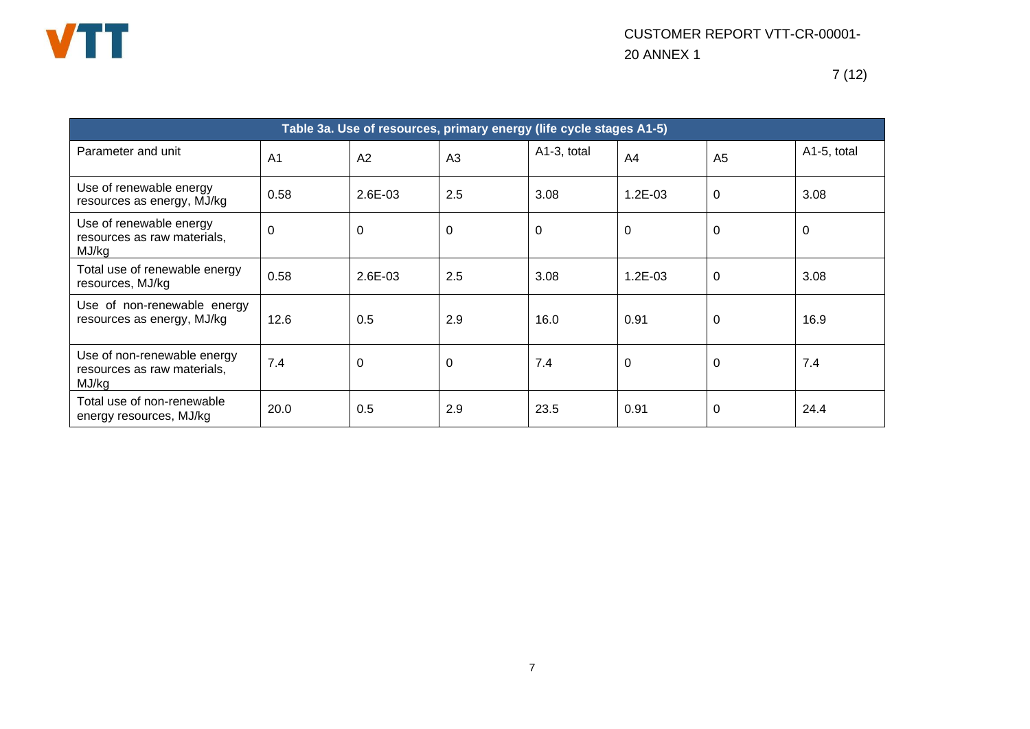| Table 3a. Use of resources, primary energy (life cycle stages A1-5) | | | | | | | |
|---|---|---|---|---|---|---|---|
| Parameter and unit | A1 | A2 | A3 | A1-3, total | A4 | A5 | A1-5, total |
| Use of renewable energy resources as energy, MJ/kg | 0.58 | 2.6E-03 | 2.5 | 3.08 | 1.2E-03 | 0 | 3.08 |
| Use of renewable energy resources as raw materials, MJ/kg | 0 | 0 | 0 | 0 | 0 | 0 | 0 |
| Total use of renewable energy resources, MJ/kg | 0.58 | 2.6E-03 | 2.5 | 3.08 | 1.2E-03 | 0 | 3.08 |
| Use of non-renewable energy resources as energy, MJ/kg | 12.6 | 0.5 | 2.9 | 16.0 | 0.91 | 0 | 16.9 |
| Use of non-renewable energy resources as raw materials, MJ/kg | 7.4 | 0 | 0 | 7.4 | 0 | 0 | 7.4 |
| Total use of non-renewable energy resources, MJ/kg | 20.0 | 0.5 | 2.9 | 23.5 | 0.91 | 0 | 24.4 |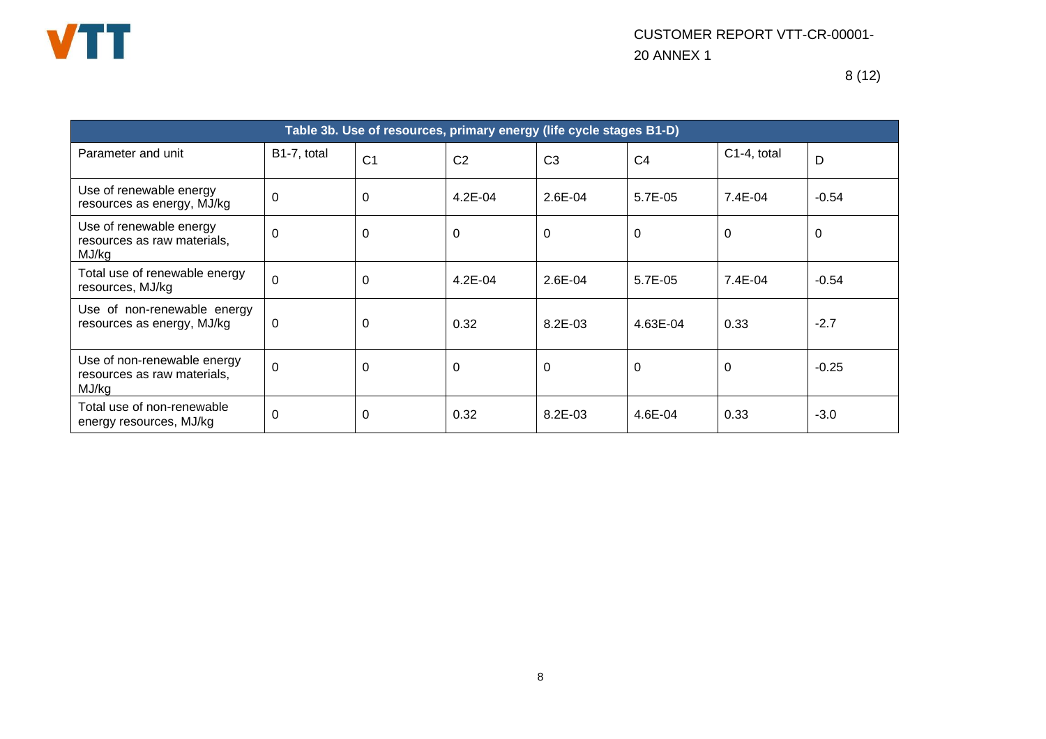| Table 3b. Use of resources, primary energy (life cycle stages B1-D) | | | | | | | |
|---|---|---|---|---|---|---|---|
| Parameter and unit | B1-7, total | C1 | C2 | C3 | C4 | C1-4, total | D |
| Use of renewable energy resources as energy, MJ/kg | 0 | 0 | 4.2E-04 | 2.6E-04 | 5.7E-05 | 7.4E-04 | -0.54 |
| Use of renewable energy resources as raw materials, MJ/kg | 0 | 0 | 0 | 0 | 0 | 0 | 0 |
| Total use of renewable energy resources, MJ/kg | 0 | 0 | 4.2E-04 | 2.6E-04 | 5.7E-05 | 7.4E-04 | -0.54 |
| Use of non-renewable energy resources as energy, MJ/kg | 0 | 0 | 0.32 | 8.2E-03 | 4.63E-04 | 0.33 | -2.7 |
| Use of non-renewable energy resources as raw materials, MJ/kg | 0 | 0 | 0 | 0 | 0 | 0 | -0.25 |
| Total use of non-renewable energy resources, MJ/kg | 0 | 0 | 0.32 | 8.2E-03 | 4.6E-04 | 0.33 | -3.0 |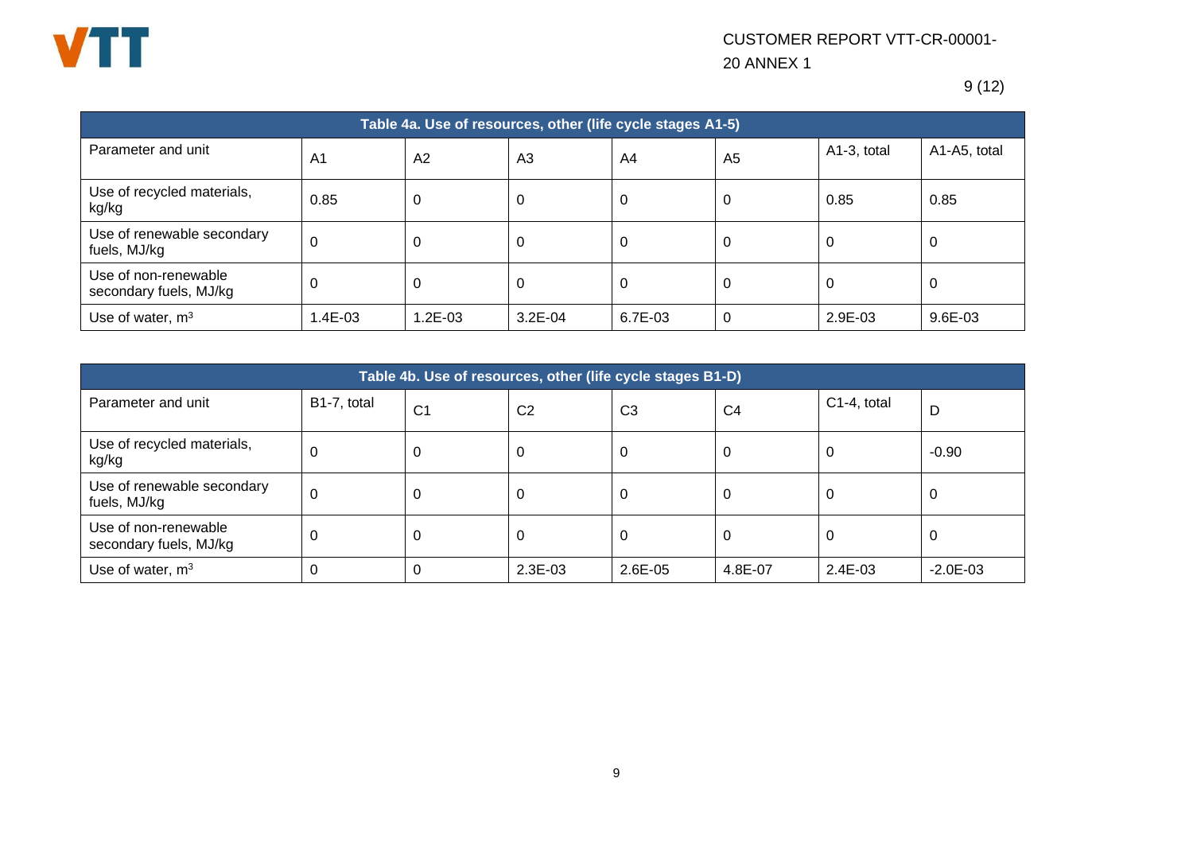| Table 4a. Use of resources, other (life cycle stages A1-5) | | | | | | | |
|---|---|---|---|---|---|---|---|
| Parameter and unit | A1 | A2 | A3 | A4 | A5 | A1-3, total | A1-A5, total |
| Use of recycled materials, kg/kg | 0.85 | 0 | 0 | 0 | 0 | 0.85 | 0.85 |
| Use of renewable secondary fuels, MJ/kg | 0 | 0 | 0 | 0 | 0 | 0 | 0 |
| Use of non-renewable secondary fuels, MJ/kg | 0 | 0 | 0 | 0 | 0 | 0 | 0 |
| Use of water, $m^3$ | 1.4E-03 | 1.2E-03 | 3.2E-04 | 6.7E-03 | 0 | 2.9E-03 | 9.6E-03 |

| Table 4b. Use of resources, other (life cycle stages B1-D) | | | | | | | |
|---|---|---|---|---|---|---|---|
| Parameter and unit | B1-7, total | C1 | C2 | C3 | C4 | C1-4, total | D |
| Use of recycled materials, kg/kg | 0 | 0 | 0 | 0 | 0 | 0 | -0.90 |
| Use of renewable secondary fuels, MJ/kg | 0 | 0 | 0 | 0 | 0 | 0 | 0 |
| Use of non-renewable secondary fuels, MJ/kg | 0 | 0 | 0 | 0 | 0 | 0 | 0 |
| Use of water, $m^3$ | 0 | 0 | 2.3E-03 | 2.6E-05 | 4.8E-07 | 2.4E-03 | -2.0E-03 |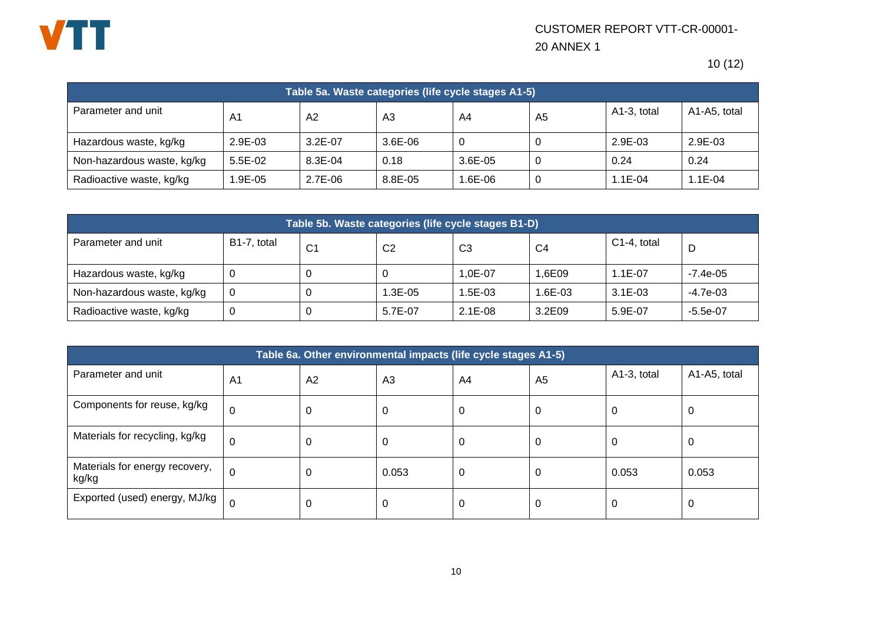| Table 5a. Waste categories (life cycle stages A1-5) | | | | | | | |
|---|---|---|---|---|---|---|---|
| Parameter and unit | A1 | A2 | A3 | A4 | A5 | A1-3, total | A1-A5, total |
| Hazardous waste, kg/kg | 2.9E-03 | 3.2E-07 | 3.6E-06 | 0 | 0 | 2.9E-03 | 2.9E-03 |
| Non-hazardous waste, kg/kg | 5.5E-02 | 8.3E-04 | 0.18 | 3.6E-05 | 0 | 0.24 | 0.24 |
| Radioactive waste, kg/kg | 1.9E-05 | 2.7E-06 | 8.8E-05 | 1.6E-06 | 0 | 1.1E-04 | 1.1E-04 |

| Table 5b. Waste categories (life cycle stages B1-D) | | | | | | | |
|---|---|---|---|---|---|---|---|
| Parameter and unit | B1-7, total | C1 | C2 | C3 | C4 | C1-4, total | D |
| Hazardous waste, kg/kg | 0 | 0 | 0 | 1,0E-07 | 1,6E09 | 1.1E-07 | -7.4e-05 |
| Non-hazardous waste, kg/kg | 0 | 0 | 1.3E-05 | 1.5E-03 | 1.6E-03 | 3.1E-03 | -4.7e-03 |
| Radioactive waste, kg/kg | 0 | 0 | 5.7E-07 | 2.1E-08 | 3.2E09 | 5.9E-07 | -5.5e-07 |

| Table 6a. Other environmental impacts (life cycle stages A1-5) | | | | | | | |
|---|---|---|---|---|---|---|---|
| Parameter and unit | A1 | A2 | A3 | A4 | A5 | A1-3, total | A1-A5, total |
| Components for reuse, kg/kg | 0 | 0 | 0 | 0 | 0 | 0 | 0 |
| Materials for recycling, kg/kg | 0 | 0 | 0 | 0 | 0 | 0 | 0 |
| Materials for energy recovery, kg/kg | 0 | 0 | 0.053 | 0 | 0 | 0.053 | 0.053 |
| Exported (used) energy, MJ/kg | 0 | 0 | 0 | 0 | 0 | 0 | 0 |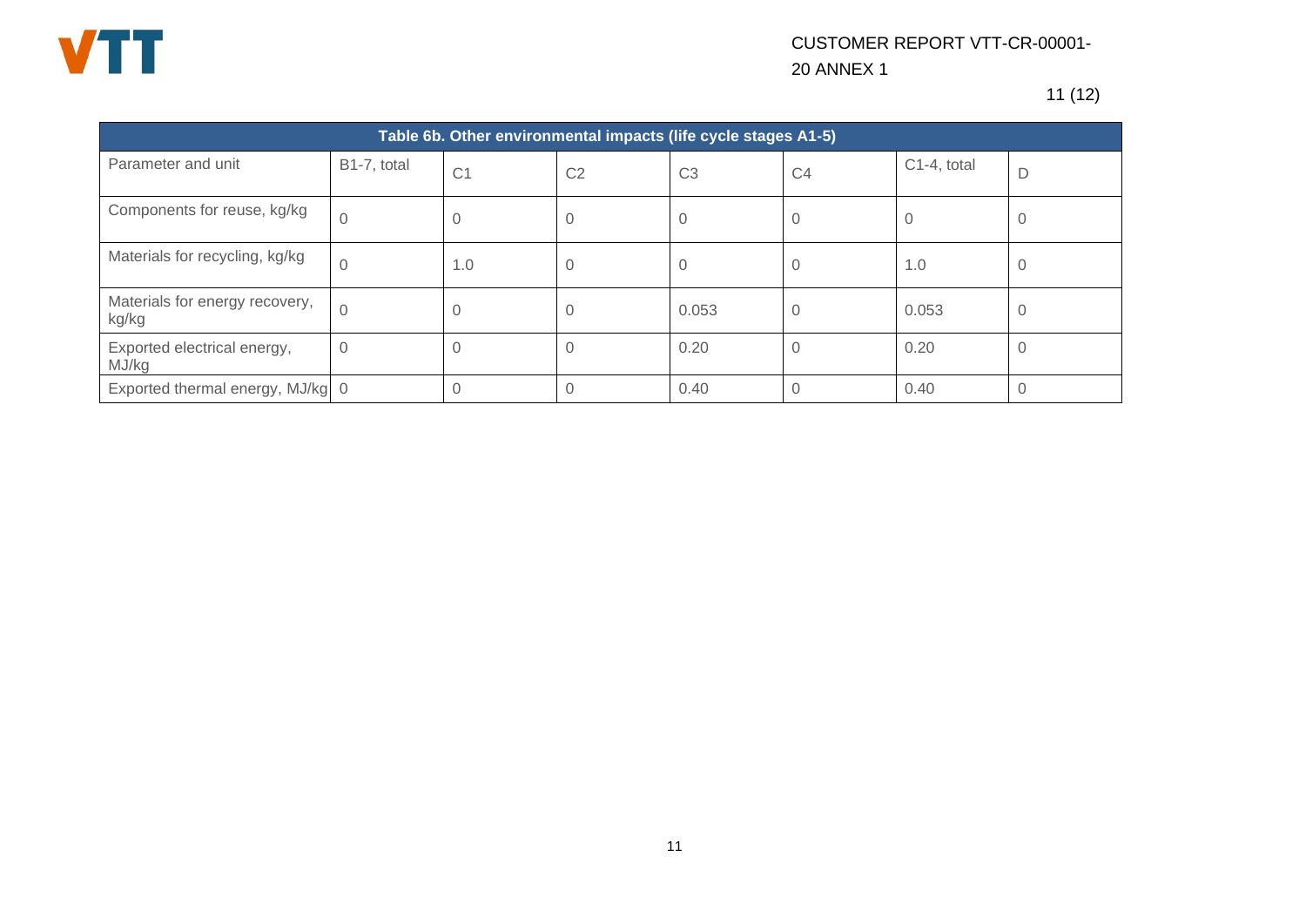**Table 6b. Other environmental impacts (life cycle stages A1-5)**

| Parameter and unit | B1-7, total | C1 | C2 | C3 | C4 | C1-4, total | D |
|---|---|---|---|---|---|---|---|
| Components for reuse, kg/kg | 0 | 0 | 0 | 0 | 0 | 0 | 0 |
| Materials for recycling, kg/kg | 0 | 1.0 | 0 | 0 | 0 | 1.0 | 0 |
| Materials for energy recovery, kg/kg | 0 | 0 | 0 | 0.053 | 0 | 0.053 | 0 |
| Exported electrical energy, MJ/kg | 0 | 0 | 0 | 0.20 | 0 | 0.20 | 0 |
| Exported thermal energy, MJ/kg | 0 | 0 | 0 | 0.40 | 0 | 0.40 | 0 |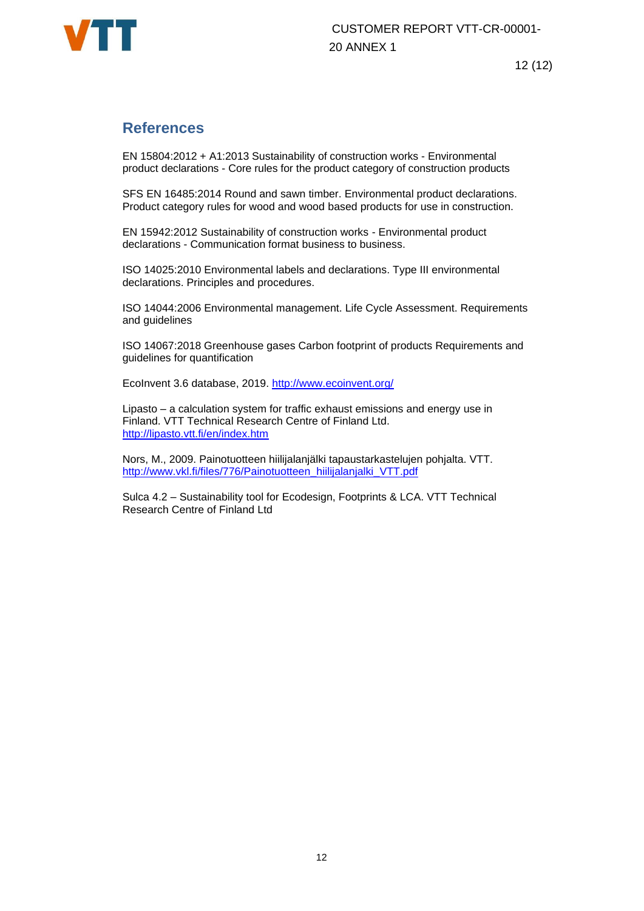## References

EN 15804:2012 + A1:2013 Sustainability of construction works - Environmental product declarations - Core rules for the product category of construction products

SFS EN 16485:2014 Round and sawn timber. Environmental product declarations. Product category rules for wood and wood based products for use in construction.

EN 15942:2012 Sustainability of construction works - Environmental product declarations - Communication format business to business.

ISO 14025:2010 Environmental labels and declarations. Type III environmental declarations. Principles and procedures.

ISO 14044:2006 Environmental management. Life Cycle Assessment. Requirements and guidelines

ISO 14067:2018 Greenhouse gases Carbon footprint of products Requirements and guidelines for quantification

EcoInvent 3.6 database, 2019. http://www.ecoinvent.org/

Lipasto – a calculation system for traffic exhaust emissions and energy use in Finland. VTT Technical Research Centre of Finland Ltd. http://lipasto.vtt.fi/en/index.htm

Nors, M., 2009. Painotuotteen hiilijalanjälki tapaustarkastelujen pohjalta. VTT. http://www.vkl.fi/files/776/Painotuotteen_hiilijalanjalki_VTT.pdf

Sulca 4.2 – Sustainability tool for Ecodesign, Footprints & LCA. VTT Technical Research Centre of Finland Ltd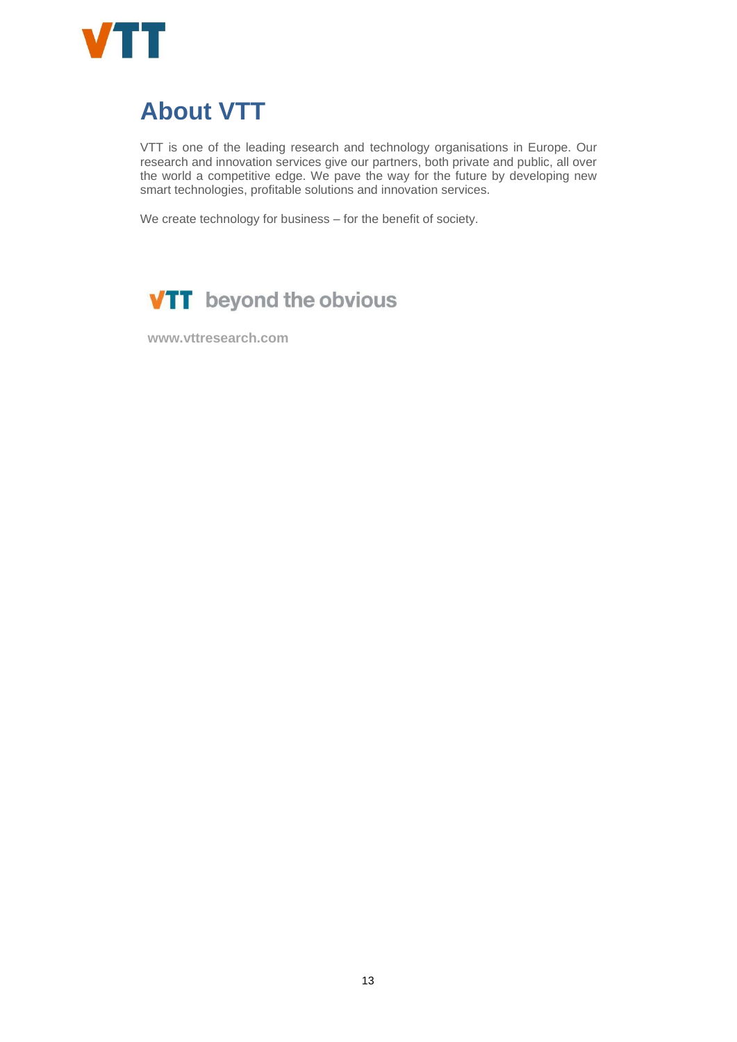# About VTT

VTT is one of the leading research and technology organisations in Europe. Our research and innovation services give our partners, both private and public, all over the world a competitive edge. We pave the way for the future by developing new smart technologies, profitable solutions and innovation services.

We create technology for business – for the benefit of society.

VTT beyond the obvious

www.vttresearch.com